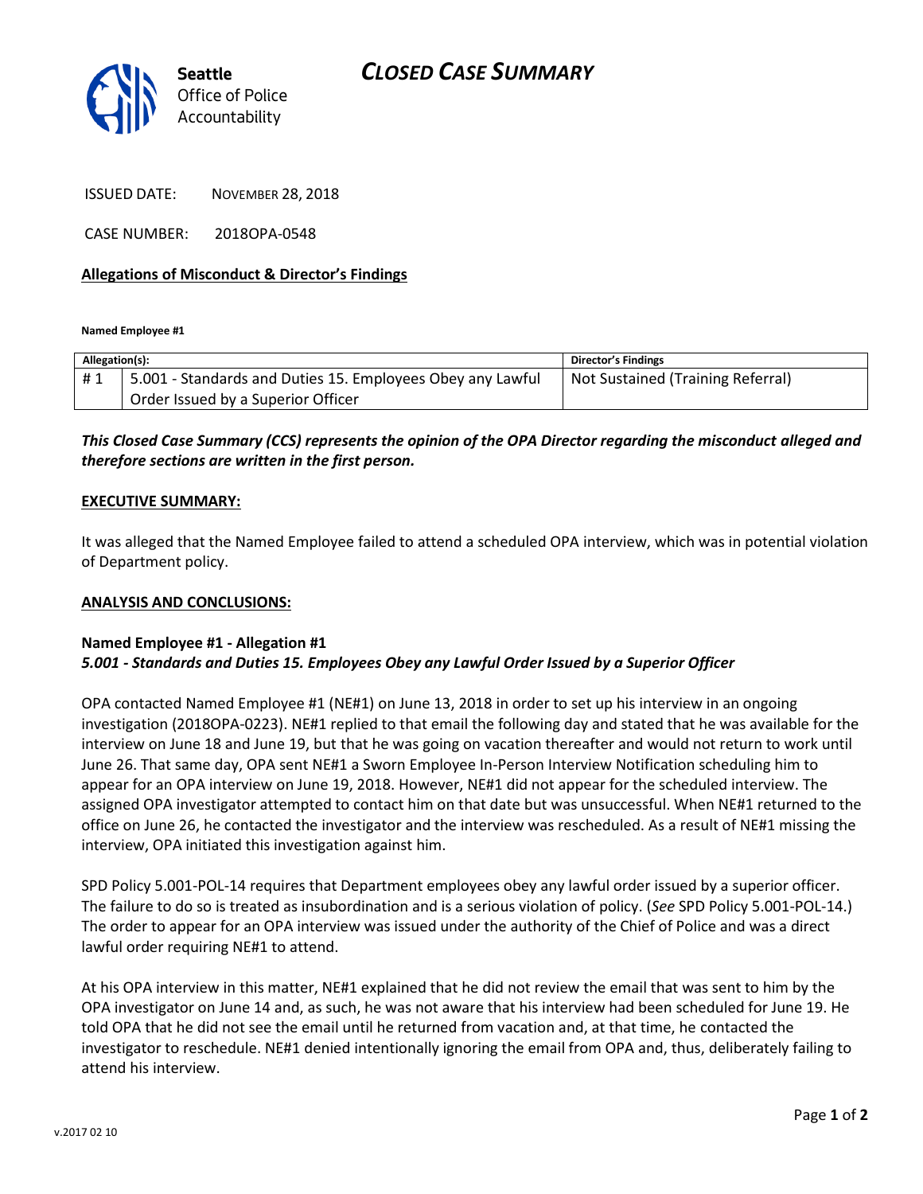Seattle Office of Police Accountability

# CLOSED CASE SUMMARY

ISSUED DATE: NOVEMBER 28, 2018

CASE NUMBER: 2018OPA-0548

**Allegations of Misconduct & Director's Findings**

**Named Employee #1**

| Allegation(s): | | Director's Findings |
|---|---|---|
| # 1 | 5.001 - Standards and Duties 15. Employees Obey any Lawful Order Issued by a Superior Officer | Not Sustained (Training Referral) |

***This Closed Case Summary (CCS) represents the opinion of the OPA Director regarding the misconduct alleged and therefore sections are written in the first person.***

**EXECUTIVE SUMMARY:**

It was alleged that the Named Employee failed to attend a scheduled OPA interview, which was in potential violation of Department policy.

**ANALYSIS AND CONCLUSIONS:**

**Named Employee #1 - Allegation #1**
***5.001 - Standards and Duties 15. Employees Obey any Lawful Order Issued by a Superior Officer***

OPA contacted Named Employee #1 (NE#1) on June 13, 2018 in order to set up his interview in an ongoing investigation (2018OPA-0223). NE#1 replied to that email the following day and stated that he was available for the interview on June 18 and June 19, but that he was going on vacation thereafter and would not return to work until June 26. That same day, OPA sent NE#1 a Sworn Employee In-Person Interview Notification scheduling him to appear for an OPA interview on June 19, 2018. However, NE#1 did not appear for the scheduled interview. The assigned OPA investigator attempted to contact him on that date but was unsuccessful. When NE#1 returned to the office on June 26, he contacted the investigator and the interview was rescheduled. As a result of NE#1 missing the interview, OPA initiated this investigation against him.

SPD Policy 5.001-POL-14 requires that Department employees obey any lawful order issued by a superior officer. The failure to do so is treated as insubordination and is a serious violation of policy. (*See* SPD Policy 5.001-POL-14.) The order to appear for an OPA interview was issued under the authority of the Chief of Police and was a direct lawful order requiring NE#1 to attend.

At his OPA interview in this matter, NE#1 explained that he did not review the email that was sent to him by the OPA investigator on June 14 and, as such, he was not aware that his interview had been scheduled for June 19. He told OPA that he did not see the email until he returned from vacation and, at that time, he contacted the investigator to reschedule. NE#1 denied intentionally ignoring the email from OPA and, thus, deliberately failing to attend his interview.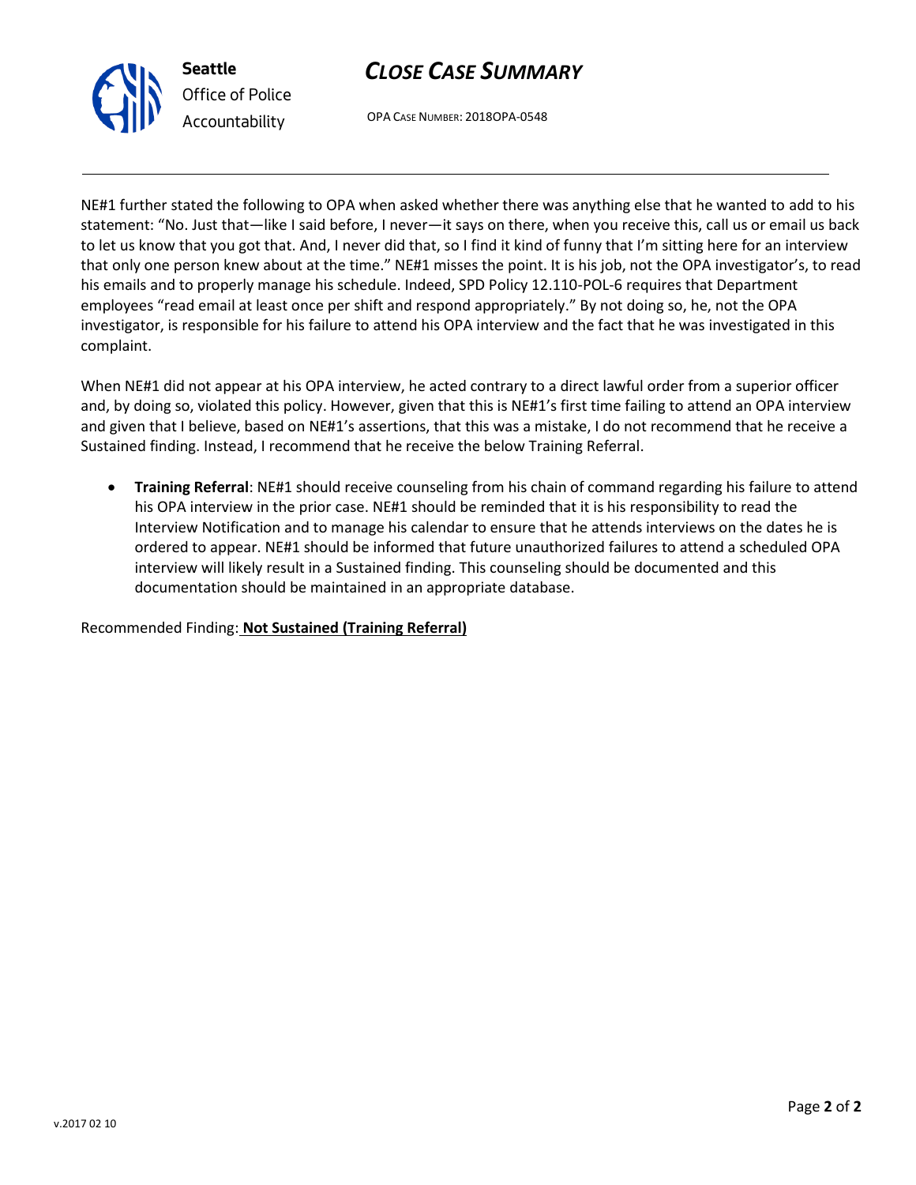NE#1 further stated the following to OPA when asked whether there was anything else that he wanted to add to his statement: "No. Just that—like I said before, I never—it says on there, when you receive this, call us or email us back to let us know that you got that. And, I never did that, so I find it kind of funny that I'm sitting here for an interview that only one person knew about at the time." NE#1 misses the point. It is his job, not the OPA investigator's, to read his emails and to properly manage his schedule. Indeed, SPD Policy 12.110-POL-6 requires that Department employees "read email at least once per shift and respond appropriately." By not doing so, he, not the OPA investigator, is responsible for his failure to attend his OPA interview and the fact that he was investigated in this complaint.

When NE#1 did not appear at his OPA interview, he acted contrary to a direct lawful order from a superior officer and, by doing so, violated this policy. However, given that this is NE#1's first time failing to attend an OPA interview and given that I believe, based on NE#1's assertions, that this was a mistake, I do not recommend that he receive a Sustained finding. Instead, I recommend that he receive the below Training Referral.

- **Training Referral**: NE#1 should receive counseling from his chain of command regarding his failure to attend his OPA interview in the prior case. NE#1 should be reminded that it is his responsibility to read the Interview Notification and to manage his calendar to ensure that he attends interviews on the dates he is ordered to appear. NE#1 should be informed that future unauthorized failures to attend a scheduled OPA interview will likely result in a Sustained finding. This counseling should be documented and this documentation should be maintained in an appropriate database.

Recommended Finding: **Not Sustained (Training Referral)**